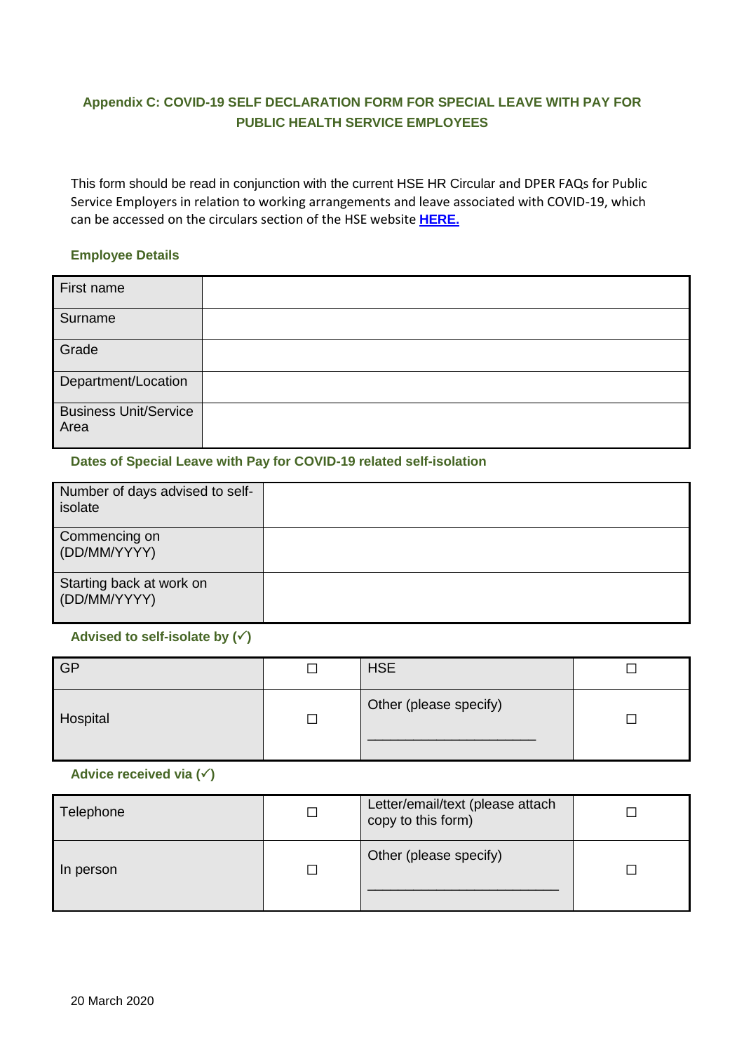## Appendix C: COVID-19 SELF DECLARATION FORM FOR SPECIAL LEAVE WITH PAY FOR PUBLIC HEALTH SERVICE EMPLOYEES

This form should be read in conjunction with the current HSE HR Circular and DPER FAQs for Public Service Employers in relation to working arrangements and leave associated with COVID-19, which can be accessed on the circulars section of the HSE website **HERE.**

### Employee Details

| | |
|---|---|
| First name | |
| Surname | |
| Grade | |
| Department/Location | |
| Business Unit/Service Area | |

### Dates of Special Leave with Pay for COVID-19 related self-isolation

| | |
|---|---|
| Number of days advised to self-isolate | |
| Commencing on (DD/MM/YYYY) | |
| Starting back at work on (DD/MM/YYYY) | |

### Advised to self-isolate by (✓)

| | | | |
|---|---|---|---|
| GP | ☐ | HSE | ☐ |
| Hospital | ☐ | Other (please specify) ______________________ | ☐ |

### Advice received via (✓)

| | | | |
|---|---|---|---|
| Telephone | ☐ | Letter/email/text (please attach copy to this form) | ☐ |
| In person | ☐ | Other (please specify) _________________________ | ☐ |

20 March 2020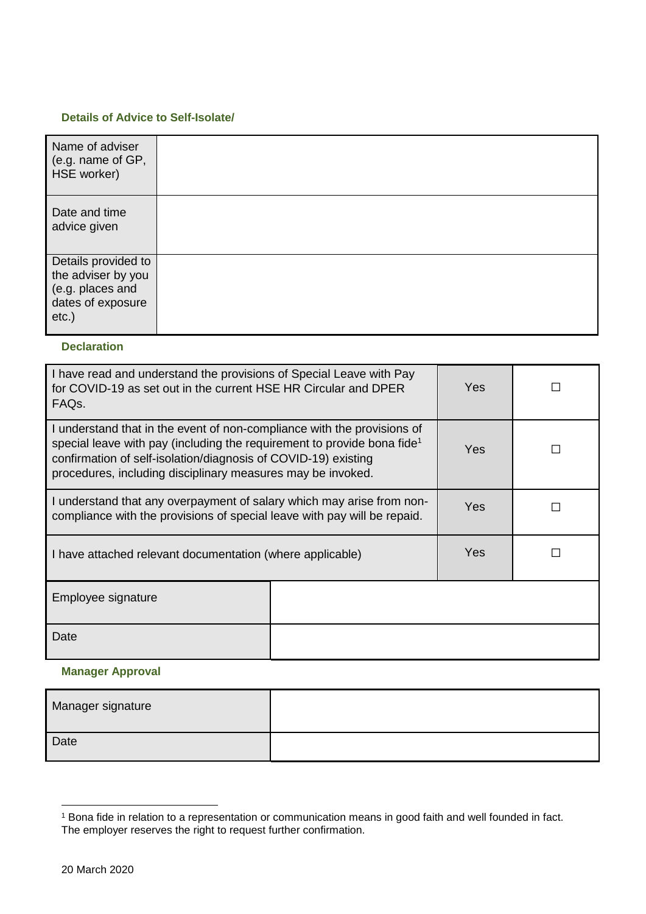### Details of Advice to Self-Isolate/

| | |
|---|---|
| Name of adviser (e.g. name of GP, HSE worker) | |
| Date and time advice given | |
| Details provided to the adviser by you (e.g. places and dates of exposure etc.) | |

### Declaration

| | | |
|---|---|---|
| I have read and understand the provisions of Special Leave with Pay for COVID-19 as set out in the current HSE HR Circular and DPER FAQs. | Yes | ☐ |
| I understand that in the event of non-compliance with the provisions of special leave with pay (including the requirement to provide bona fide[1] confirmation of self-isolation/diagnosis of COVID-19) existing procedures, including disciplinary measures may be invoked. | Yes | ☐ |
| I understand that any overpayment of salary which may arise from non-compliance with the provisions of special leave with pay will be repaid. | Yes | ☐ |
| I have attached relevant documentation (where applicable) | Yes | ☐ |

| | |
|---|---|
| Employee signature | |
| Date | |

### Manager Approval

| | |
|---|---|
| Manager signature | |
| Date | |

[1] Bona fide in relation to a representation or communication means in good faith and well founded in fact. The employer reserves the right to request further confirmation.

20 March 2020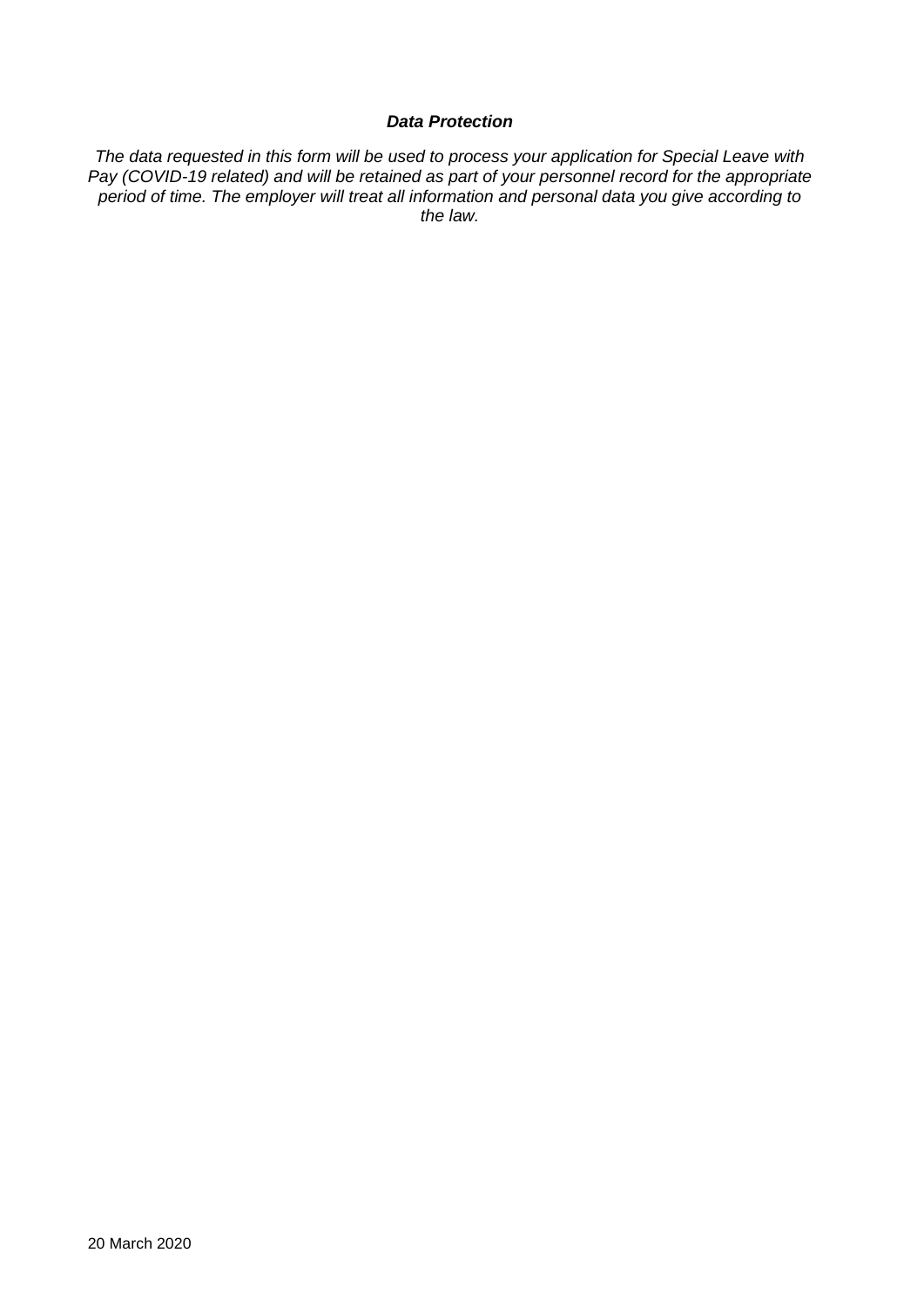***Data Protection***

*The data requested in this form will be used to process your application for Special Leave with Pay (COVID-19 related) and will be retained as part of your personnel record for the appropriate period of time. The employer will treat all information and personal data you give according to the law.*

20 March 2020